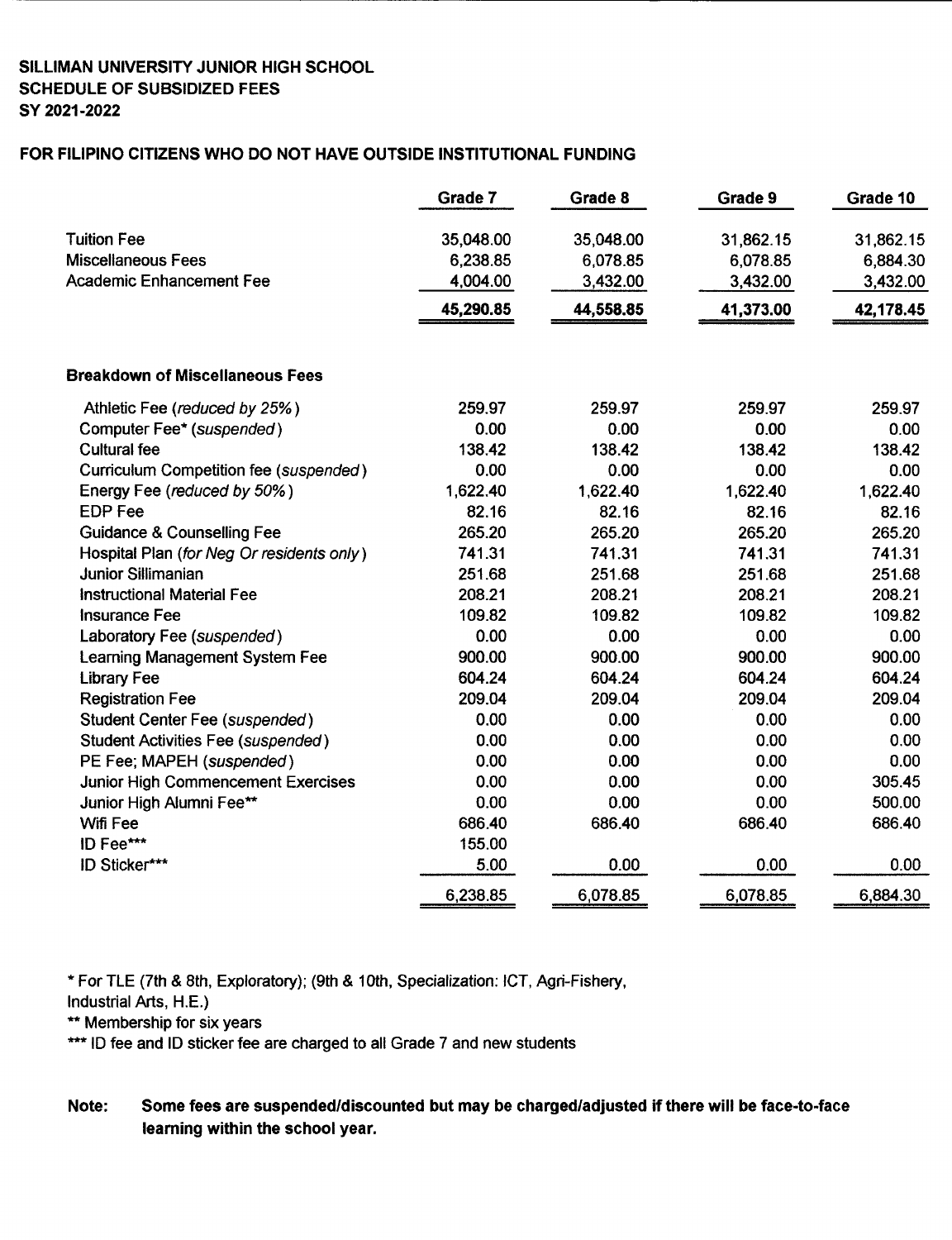**SILLIMAN UNIVERSITY JUNIOR HIGH SCHOOL**
**SCHEDULE OF SUBSIDIZED FEES**
**SY 2021-2022**

**FOR FILIPINO CITIZENS WHO DO NOT HAVE OUTSIDE INSTITUTIONAL FUNDING**

| | Grade 7 | Grade 8 | Grade 9 | Grade 10 |
|---|---|---|---|---|
| Tuition Fee | 35,048.00 | 35,048.00 | 31,862.15 | 31,862.15 |
| Miscellaneous Fees | 6,238.85 | 6,078.85 | 6,078.85 | 6,884.30 |
| Academic Enhancement Fee | 4,004.00 | 3,432.00 | 3,432.00 | 3,432.00 |
| | **45,290.85** | **44,558.85** | **41,373.00** | **42,178.45** |

**Breakdown of Miscellaneous Fees**

| | Grade 7 | Grade 8 | Grade 9 | Grade 10 |
|---|---|---|---|---|
| Athletic Fee (*reduced by 25%*) | 259.97 | 259.97 | 259.97 | 259.97 |
| Computer Fee* (*suspended*) | 0.00 | 0.00 | 0.00 | 0.00 |
| Cultural fee | 138.42 | 138.42 | 138.42 | 138.42 |
| Curriculum Competition fee (*suspended*) | 0.00 | 0.00 | 0.00 | 0.00 |
| Energy Fee (*reduced by 50%*) | 1,622.40 | 1,622.40 | 1,622.40 | 1,622.40 |
| EDP Fee | 82.16 | 82.16 | 82.16 | 82.16 |
| Guidance & Counselling Fee | 265.20 | 265.20 | 265.20 | 265.20 |
| Hospital Plan (*for Neg Or residents only*) | 741.31 | 741.31 | 741.31 | 741.31 |
| Junior Sillimanian | 251.68 | 251.68 | 251.68 | 251.68 |
| Instructional Material Fee | 208.21 | 208.21 | 208.21 | 208.21 |
| Insurance Fee | 109.82 | 109.82 | 109.82 | 109.82 |
| Laboratory Fee (*suspended*) | 0.00 | 0.00 | 0.00 | 0.00 |
| Learning Management System Fee | 900.00 | 900.00 | 900.00 | 900.00 |
| Library Fee | 604.24 | 604.24 | 604.24 | 604.24 |
| Registration Fee | 209.04 | 209.04 | 209.04 | 209.04 |
| Student Center Fee (*suspended*) | 0.00 | 0.00 | 0.00 | 0.00 |
| Student Activities Fee (*suspended*) | 0.00 | 0.00 | 0.00 | 0.00 |
| PE Fee; MAPEH (*suspended*) | 0.00 | 0.00 | 0.00 | 0.00 |
| Junior High Commencement Exercises | 0.00 | 0.00 | 0.00 | 305.45 |
| Junior High Alumni Fee** | 0.00 | 0.00 | 0.00 | 500.00 |
| Wifi Fee | 686.40 | 686.40 | 686.40 | 686.40 |
| ID Fee*** | 155.00 | | | |
| ID Sticker*** | 5.00 | 0.00 | 0.00 | 0.00 |
| | 6,238.85 | 6,078.85 | 6,078.85 | 6,884.30 |

\* For TLE (7th & 8th, Exploratory); (9th & 10th, Specialization: ICT, Agri-Fishery, Industrial Arts, H.E.)

** Membership for six years

*** ID fee and ID sticker fee are charged to all Grade 7 and new students

**Note:** **Some fees are suspended/discounted but may be charged/adjusted if there will be face-to-face learning within the school year.**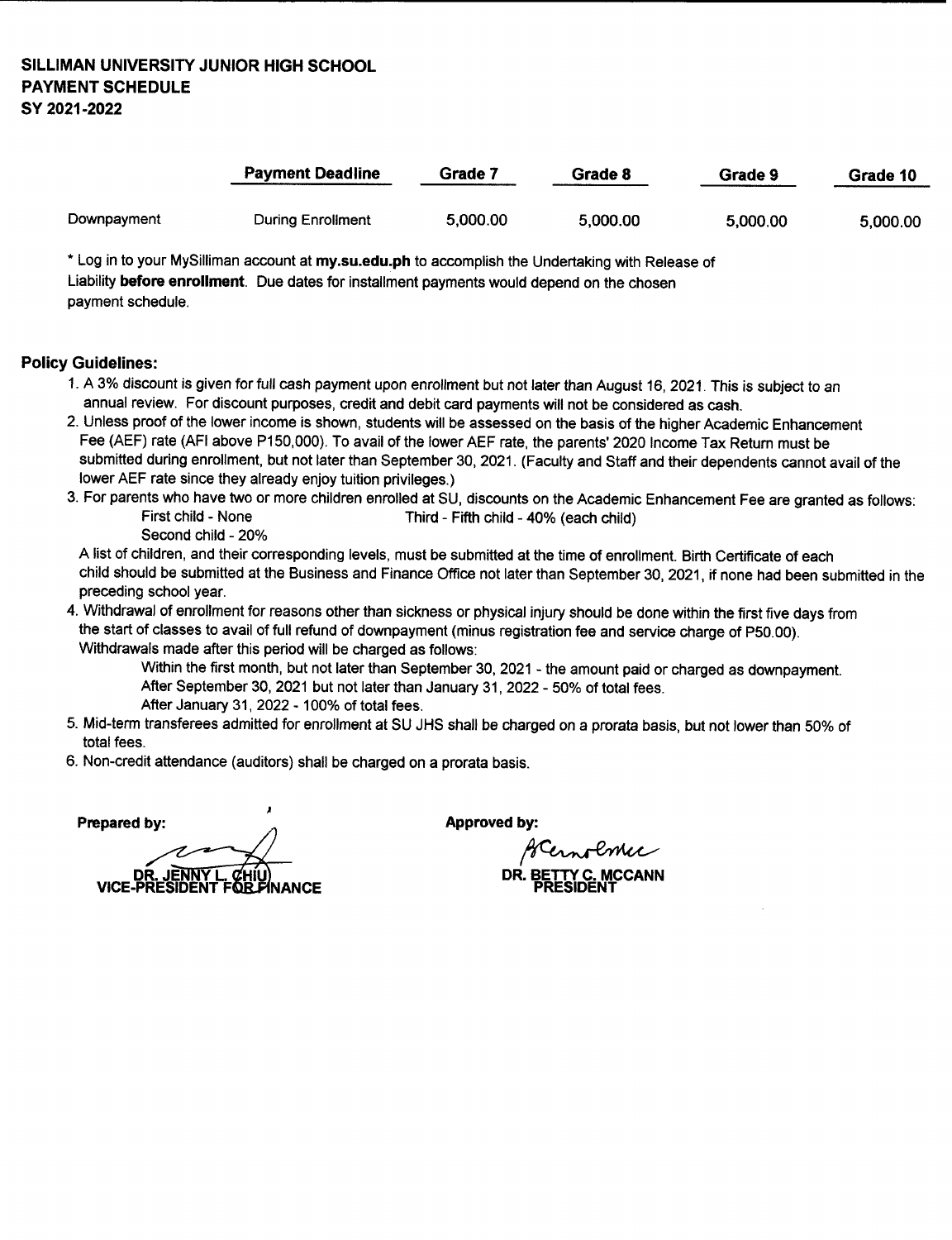**SILLIMAN UNIVERSITY JUNIOR HIGH SCHOOL**
**PAYMENT SCHEDULE**
**SY 2021-2022**

| | Payment Deadline | Grade 7 | Grade 8 | Grade 9 | Grade 10 |
|---|---|---|---|---|---|
| Downpayment | During Enrollment | 5,000.00 | 5,000.00 | 5,000.00 | 5,000.00 |

* Log in to your MySilliman account at **my.su.edu.ph** to accomplish the Undertaking with Release of Liability **before enrollment**. Due dates for installment payments would depend on the chosen payment schedule.

**Policy Guidelines:**

1. A 3% discount is given for full cash payment upon enrollment but not later than August 16, 2021. This is subject to an annual review. For discount purposes, credit and debit card payments will not be considered as cash.
2. Unless proof of the lower income is shown, students will be assessed on the basis of the higher Academic Enhancement Fee (AEF) rate (AFI above P150,000). To avail of the lower AEF rate, the parents' 2020 Income Tax Return must be submitted during enrollment, but not later than September 30, 2021. (Faculty and Staff and their dependents cannot avail of the lower AEF rate since they already enjoy tuition privileges.)
3. For parents who have two or more children enrolled at SU, discounts on the Academic Enhancement Fee are granted as follows:
   - First child - None
   - Second child - 20%
   - Third - Fifth child - 40% (each child)

   A list of children, and their corresponding levels, must be submitted at the time of enrollment. Birth Certificate of each child should be submitted at the Business and Finance Office not later than September 30, 2021, if none had been submitted in the preceding school year.
4. Withdrawal of enrollment for reasons other than sickness or physical injury should be done within the first five days from the start of classes to avail of full refund of downpayment (minus registration fee and service charge of P50.00). Withdrawals made after this period will be charged as follows:
   - Within the first month, but not later than September 30, 2021 - the amount paid or charged as downpayment.
   - After September 30, 2021 but not later than January 31, 2022 - 50% of total fees.
   - After January 31, 2022 - 100% of total fees.
5. Mid-term transferees admitted for enrollment at SU JHS shall be charged on a prorata basis, but not lower than 50% of total fees.
6. Non-credit attendance (auditors) shall be charged on a prorata basis.

**Prepared by:**

DR. JENNY L. CHIU
VICE-PRESIDENT FOR FINANCE

**Approved by:**

DR. BETTY C. MCCANN
PRESIDENT